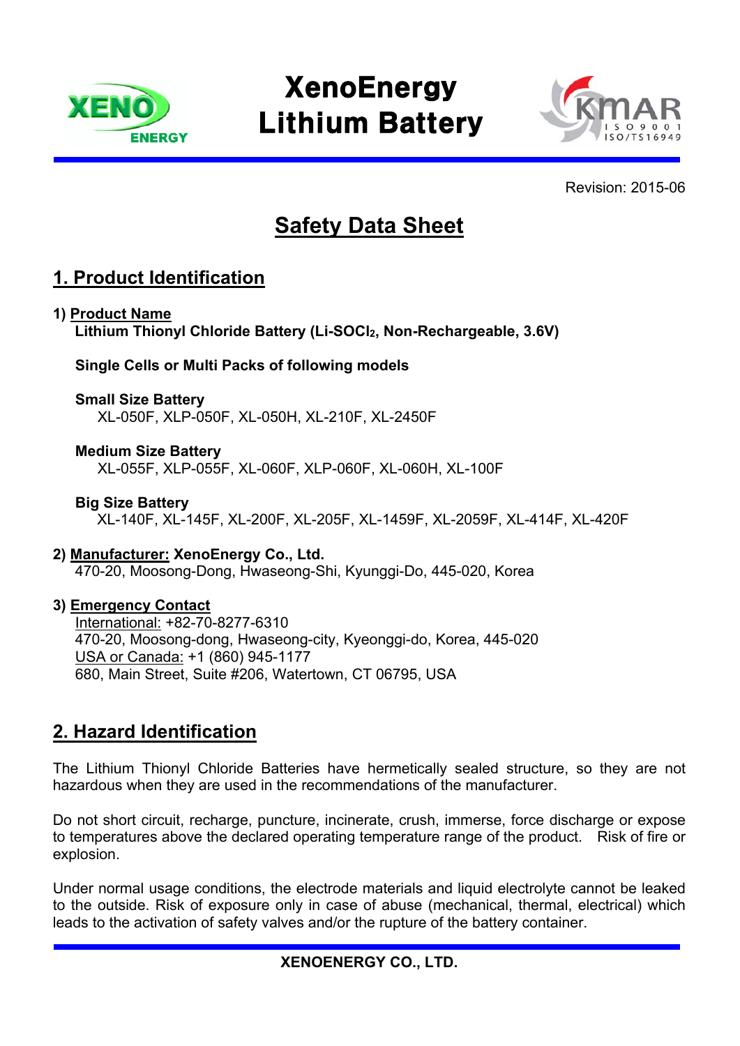# XenoEnergy Lithium Battery

Revision: 2015-06

## Safety Data Sheet

## 1. Product Identification

**1) Product Name**

**Lithium Thionyl Chloride Battery (Li-$SOCl_2$, Non-Rechargeable, 3.6V)**

**Single Cells or Multi Packs of following models**

**Small Size Battery**

XL-050F, XLP-050F, XL-050H, XL-210F, XL-2450F

**Medium Size Battery**

XL-055F, XLP-055F, XL-060F, XLP-060F, XL-060H, XL-100F

**Big Size Battery**

XL-140F, XL-145F, XL-200F, XL-205F, XL-1459F, XL-2059F, XL-414F, XL-420F

**2) Manufacturer: XenoEnergy Co., Ltd.**

470-20, Moosong-Dong, Hwaseong-Shi, Kyunggi-Do, 445-020, Korea

**3) Emergency Contact**

International: +82-70-8277-6310
470-20, Moosong-dong, Hwaseong-city, Kyeonggi-do, Korea, 445-020
USA or Canada: +1 (860) 945-1177
680, Main Street, Suite #206, Watertown, CT 06795, USA

## 2. Hazard Identification

The Lithium Thionyl Chloride Batteries have hermetically sealed structure, so they are not hazardous when they are used in the recommendations of the manufacturer.

Do not short circuit, recharge, puncture, incinerate, crush, immerse, force discharge or expose to temperatures above the declared operating temperature range of the product. Risk of fire or explosion.

Under normal usage conditions, the electrode materials and liquid electrolyte cannot be leaked to the outside. Risk of exposure only in case of abuse (mechanical, thermal, electrical) which leads to the activation of safety valves and/or the rupture of the battery container.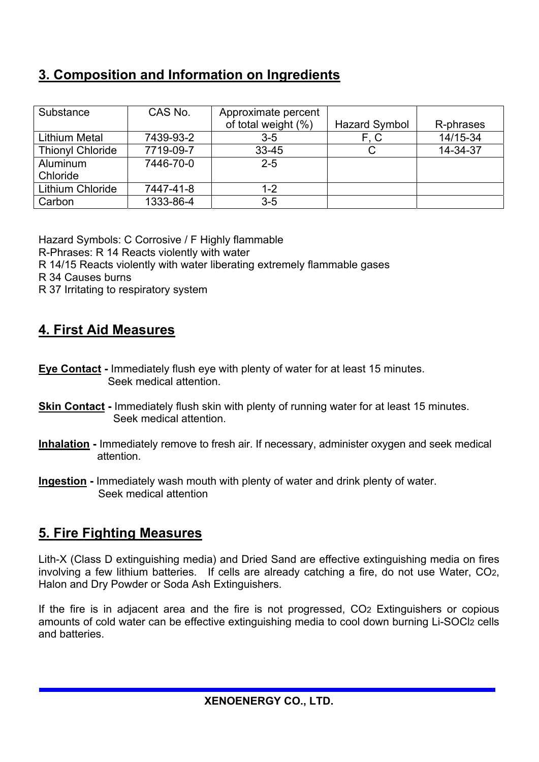## 3. Composition and Information on Ingredients

| Substance | CAS No. | Approximate percent of total weight (%) | Hazard Symbol | R-phrases |
|---|---|---|---|---|
| Lithium Metal | 7439-93-2 | 3-5 | F, C | 14/15-34 |
| Thionyl Chloride | 7719-09-7 | 33-45 | C | 14-34-37 |
| Aluminum Chloride | 7446-70-0 | 2-5 | | |
| Lithium Chloride | 7447-41-8 | 1-2 | | |
| Carbon | 1333-86-4 | 3-5 | | |

Hazard Symbols: C Corrosive / F Highly flammable
R-Phrases: R 14 Reacts violently with water
R 14/15 Reacts violently with water liberating extremely flammable gases
R 34 Causes burns
R 37 Irritating to respiratory system

## 4. First Aid Measures

**Eye Contact -** Immediately flush eye with plenty of water for at least 15 minutes. Seek medical attention.

**Skin Contact -** Immediately flush skin with plenty of running water for at least 15 minutes. Seek medical attention.

**Inhalation -** Immediately remove to fresh air. If necessary, administer oxygen and seek medical attention.

**Ingestion -** Immediately wash mouth with plenty of water and drink plenty of water. Seek medical attention

## 5. Fire Fighting Measures

Lith-X (Class D extinguishing media) and Dried Sand are effective extinguishing media on fires involving a few lithium batteries. If cells are already catching a fire, do not use Water, $CO_2$, Halon and Dry Powder or Soda Ash Extinguishers.

If the fire is in adjacent area and the fire is not progressed, $CO_2$ Extinguishers or copious amounts of cold water can be effective extinguishing media to cool down burning Li-$SOCl_2$ cells and batteries.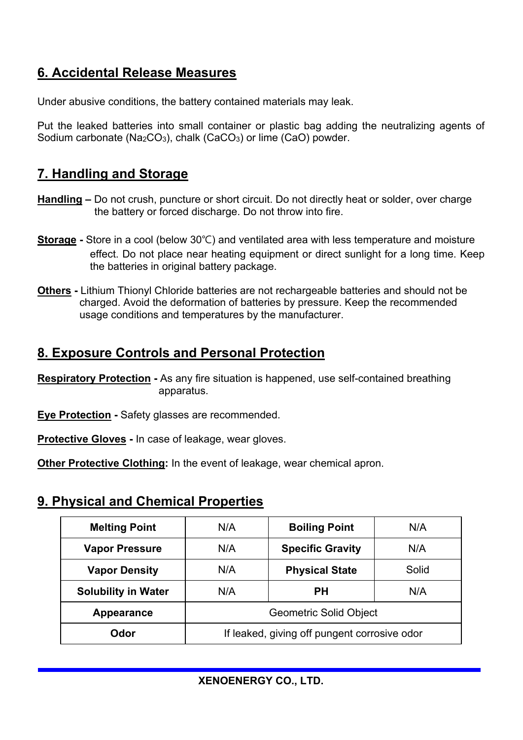## 6. Accidental Release Measures

Under abusive conditions, the battery contained materials may leak.

Put the leaked batteries into small container or plastic bag adding the neutralizing agents of Sodium carbonate ($Na_2CO_3$), chalk ($CaCO_3$) or lime ($CaO$) powder.

## 7. Handling and Storage

**Handling –** Do not crush, puncture or short circuit. Do not directly heat or solder, over charge the battery or forced discharge. Do not throw into fire.

**Storage -** Store in a cool (below 30℃) and ventilated area with less temperature and moisture effect. Do not place near heating equipment or direct sunlight for a long time. Keep the batteries in original battery package.

**Others -** Lithium Thionyl Chloride batteries are not rechargeable batteries and should not be charged. Avoid the deformation of batteries by pressure. Keep the recommended usage conditions and temperatures by the manufacturer.

## 8. Exposure Controls and Personal Protection

**Respiratory Protection -** As any fire situation is happened, use self-contained breathing apparatus.

**Eye Protection -** Safety glasses are recommended.

**Protective Gloves -** In case of leakage, wear gloves.

**Other Protective Clothing:** In the event of leakage, wear chemical apron.

## 9. Physical and Chemical Properties

| Melting Point | N/A | Boiling Point | N/A |
|---|---|---|---|
| Vapor Pressure | N/A | Specific Gravity | N/A |
| Vapor Density | N/A | Physical State | Solid |
| Solubility in Water | N/A | PH | N/A |
| Appearance | Geometric Solid Object | | |
| Odor | If leaked, giving off pungent corrosive odor | | |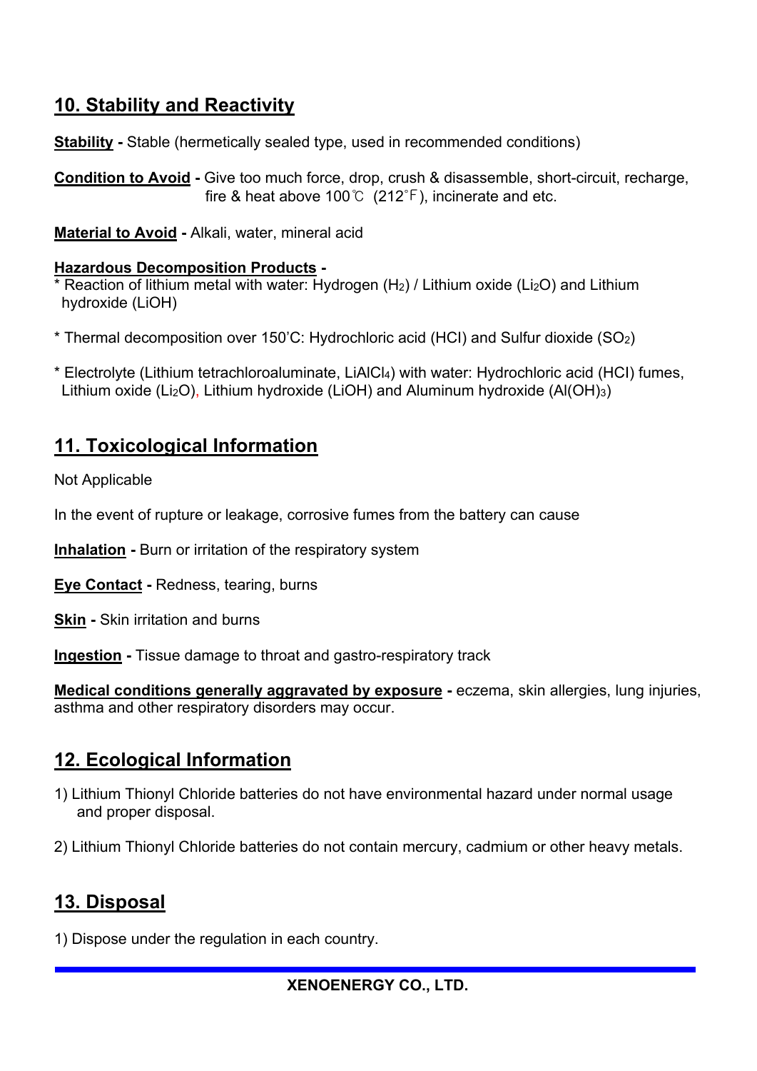## 10. Stability and Reactivity

**Stability -** Stable (hermetically sealed type, used in recommended conditions)

**Condition to Avoid -** Give too much force, drop, crush & disassemble, short-circuit, recharge, fire & heat above 100℃ (212°F), incinerate and etc.

**Material to Avoid -** Alkali, water, mineral acid

**Hazardous Decomposition Products -**

* Reaction of lithium metal with water: Hydrogen ($H_2$) / Lithium oxide ($Li_2O$) and Lithium hydroxide (LiOH)

* Thermal decomposition over 150'C: Hydrochloric acid (HCl) and Sulfur dioxide ($SO_2$)

* Electrolyte (Lithium tetrachloroaluminate, $LiAlCl_4$) with water: Hydrochloric acid (HCl) fumes, Lithium oxide ($Li_2O$), Lithium hydroxide (LiOH) and Aluminum hydroxide ($Al(OH)_3$)

## 11. Toxicological Information

Not Applicable

In the event of rupture or leakage, corrosive fumes from the battery can cause

**Inhalation -** Burn or irritation of the respiratory system

**Eye Contact -** Redness, tearing, burns

**Skin -** Skin irritation and burns

**Ingestion -** Tissue damage to throat and gastro-respiratory track

**Medical conditions generally aggravated by exposure -** eczema, skin allergies, lung injuries, asthma and other respiratory disorders may occur.

## 12. Ecological Information

1) Lithium Thionyl Chloride batteries do not have environmental hazard under normal usage and proper disposal.

2) Lithium Thionyl Chloride batteries do not contain mercury, cadmium or other heavy metals.

## 13. Disposal

1) Dispose under the regulation in each country.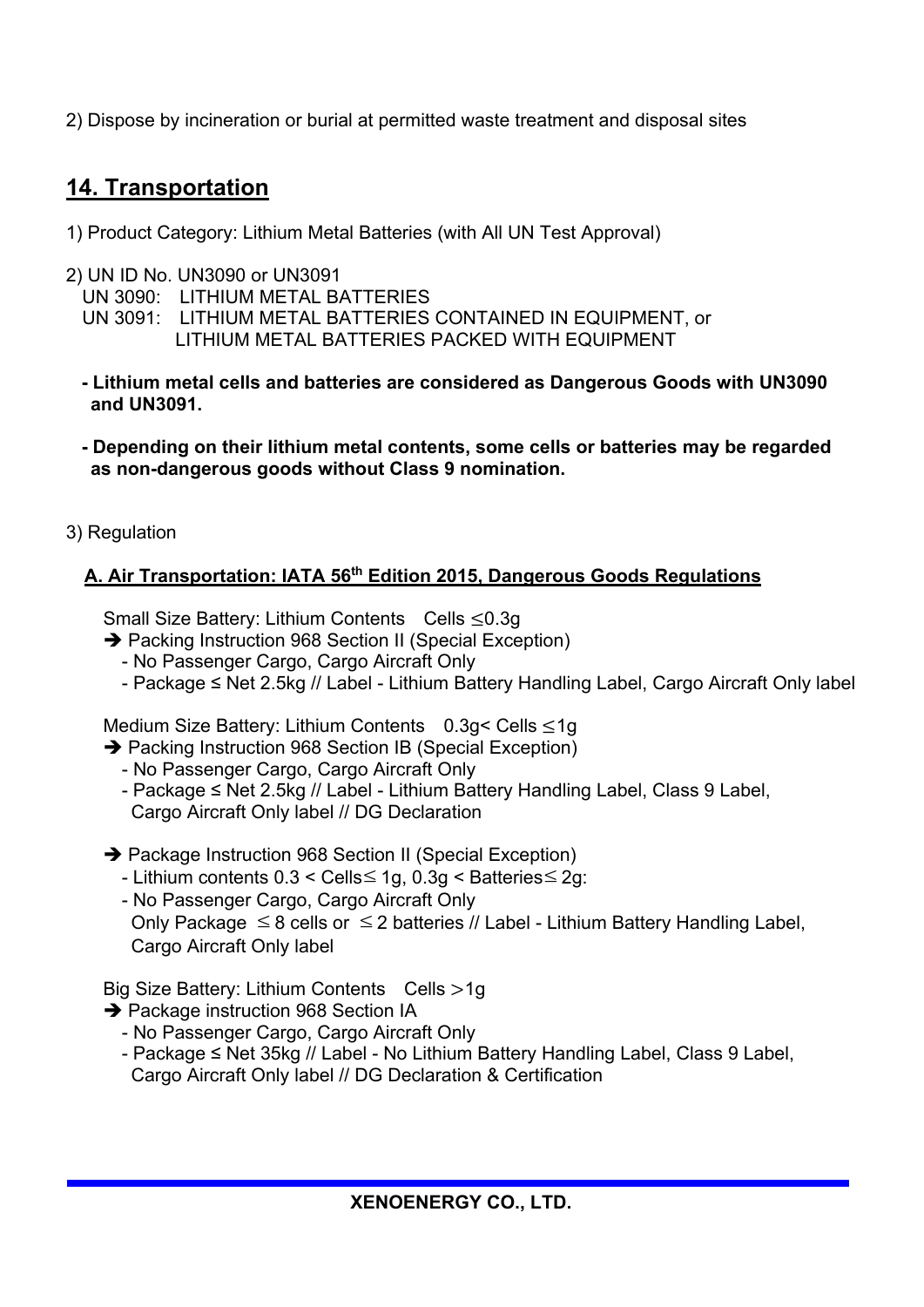2) Dispose by incineration or burial at permitted waste treatment and disposal sites

## 14. Transportation

1) Product Category: Lithium Metal Batteries (with All UN Test Approval)

2) UN ID No. UN3090 or UN3091

UN 3090: LITHIUM METAL BATTERIES

UN 3091: LITHIUM METAL BATTERIES CONTAINED IN EQUIPMENT, or LITHIUM METAL BATTERIES PACKED WITH EQUIPMENT

- **Lithium metal cells and batteries are considered as Dangerous Goods with UN3090 and UN3091.**
- **Depending on their lithium metal contents, some cells or batteries may be regarded as non-dangerous goods without Class 9 nomination.**

3) Regulation

### A. Air Transportation: IATA 56th Edition 2015, Dangerous Goods Regulations

Small Size Battery: Lithium Contents Cells ≤0.3g

➔ Packing Instruction 968 Section II (Special Exception)

- No Passenger Cargo, Cargo Aircraft Only
- Package ≤ Net 2.5kg // Label - Lithium Battery Handling Label, Cargo Aircraft Only label

Medium Size Battery: Lithium Contents 0.3g< Cells ≤1g

➔ Packing Instruction 968 Section IB (Special Exception)

- No Passenger Cargo, Cargo Aircraft Only
- Package ≤ Net 2.5kg // Label - Lithium Battery Handling Label, Class 9 Label, Cargo Aircraft Only label // DG Declaration

➔ Package Instruction 968 Section II (Special Exception)

- Lithium contents 0.3 < Cells≤ 1g, 0.3g < Batteries≤ 2g:
- No Passenger Cargo, Cargo Aircraft Only
  Only Package ≤ 8 cells or ≤ 2 batteries // Label - Lithium Battery Handling Label, Cargo Aircraft Only label

Big Size Battery: Lithium Contents Cells >1g

➔ Package instruction 968 Section IA

- No Passenger Cargo, Cargo Aircraft Only
- Package ≤ Net 35kg // Label - No Lithium Battery Handling Label, Class 9 Label, Cargo Aircraft Only label // DG Declaration & Certification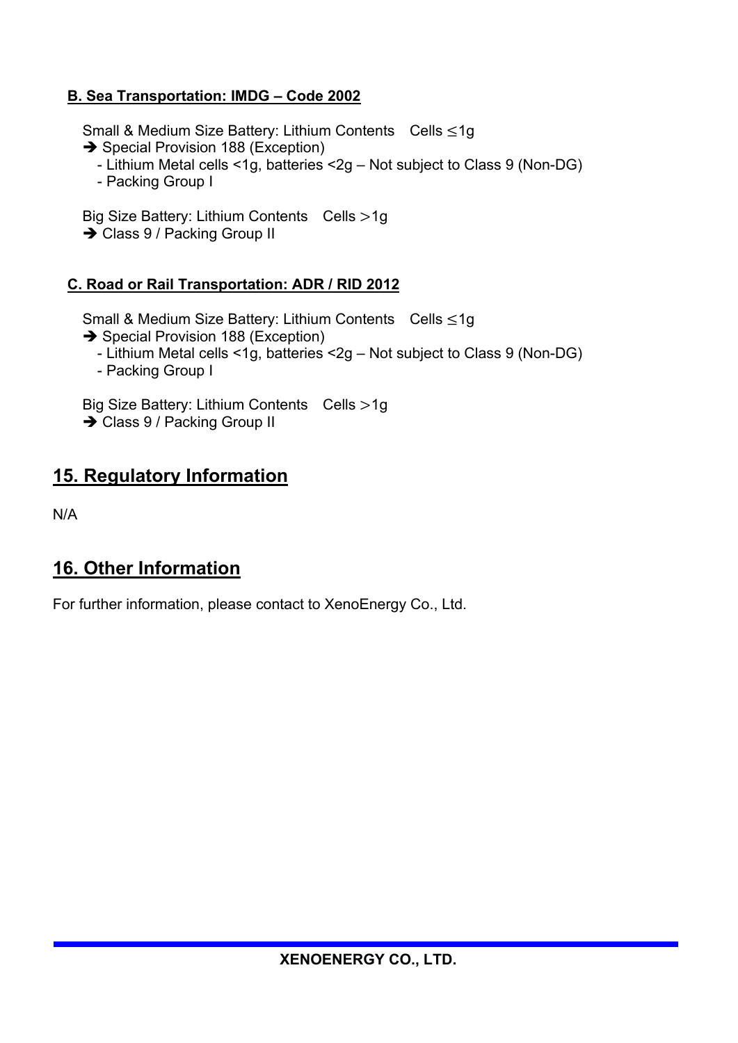### B. Sea Transportation: IMDG – Code 2002

Small & Medium Size Battery: Lithium Contents  Cells ≤1g

➔ Special Provision 188 (Exception)

- Lithium Metal cells <1g, batteries <2g – Not subject to Class 9 (Non-DG)
- Packing Group I

Big Size Battery: Lithium Contents  Cells >1g

➔ Class 9 / Packing Group II

### C. Road or Rail Transportation: ADR / RID 2012

Small & Medium Size Battery: Lithium Contents  Cells ≤1g

➔ Special Provision 188 (Exception)

- Lithium Metal cells <1g, batteries <2g – Not subject to Class 9 (Non-DG)
- Packing Group I

Big Size Battery: Lithium Contents  Cells >1g

➔ Class 9 / Packing Group II

## 15. Regulatory Information

N/A

## 16. Other Information

For further information, please contact to XenoEnergy Co., Ltd.